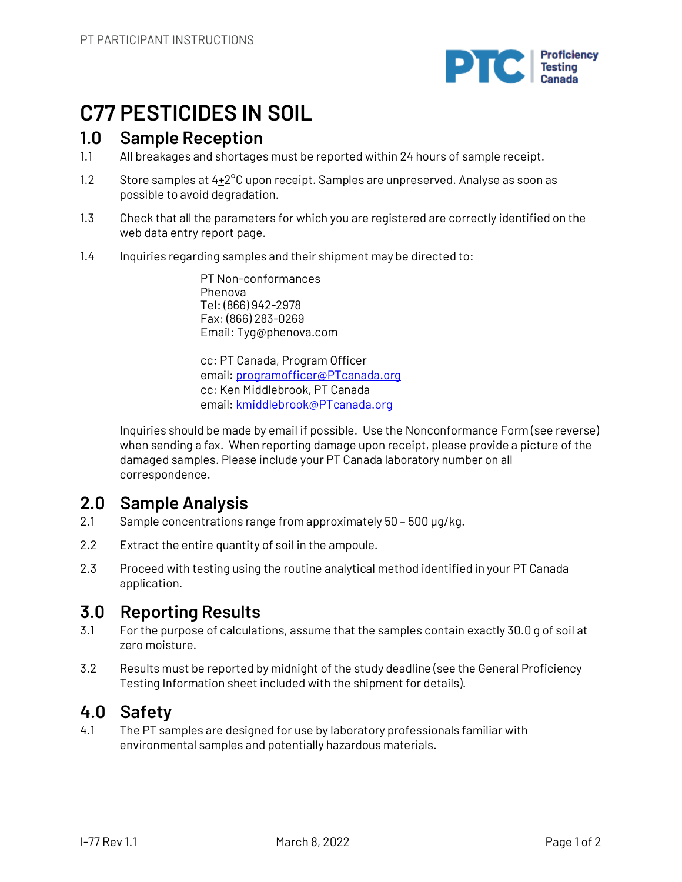# C77 PESTICIDES IN SOIL

## 1.0 Sample Reception

1.1 All breakages and shortages must be reported within 24 hours of sample receipt.

1.2 Store samples at $4 \pm 2$°C upon receipt. Samples are unpreserved. Analyse as soon as possible to avoid degradation.

1.3 Check that all the parameters for which you are registered are correctly identified on the web data entry report page.

1.4 Inquiries regarding samples and their shipment may be directed to:

PT Non-conformances
Phenova
Tel: (866) 942-2978
Fax: (866) 283-0269
Email: Tyg@phenova.com

cc: PT Canada, Program Officer
email: programofficer@PTcanada.org
cc: Ken Middlebrook, PT Canada
email: kmiddlebrook@PTcanada.org

Inquiries should be made by email if possible. Use the Nonconformance Form (see reverse) when sending a fax. When reporting damage upon receipt, please provide a picture of the damaged samples. Please include your PT Canada laboratory number on all correspondence.

## 2.0 Sample Analysis

2.1 Sample concentrations range from approximately 50 – 500 µg/kg.

2.2 Extract the entire quantity of soil in the ampoule.

2.3 Proceed with testing using the routine analytical method identified in your PT Canada application.

## 3.0 Reporting Results

3.1 For the purpose of calculations, assume that the samples contain exactly 30.0 g of soil at zero moisture.

3.2 Results must be reported by midnight of the study deadline (see the General Proficiency Testing Information sheet included with the shipment for details).

## 4.0 Safety

4.1 The PT samples are designed for use by laboratory professionals familiar with environmental samples and potentially hazardous materials.

I-77 Rev 1.1 March 8, 2022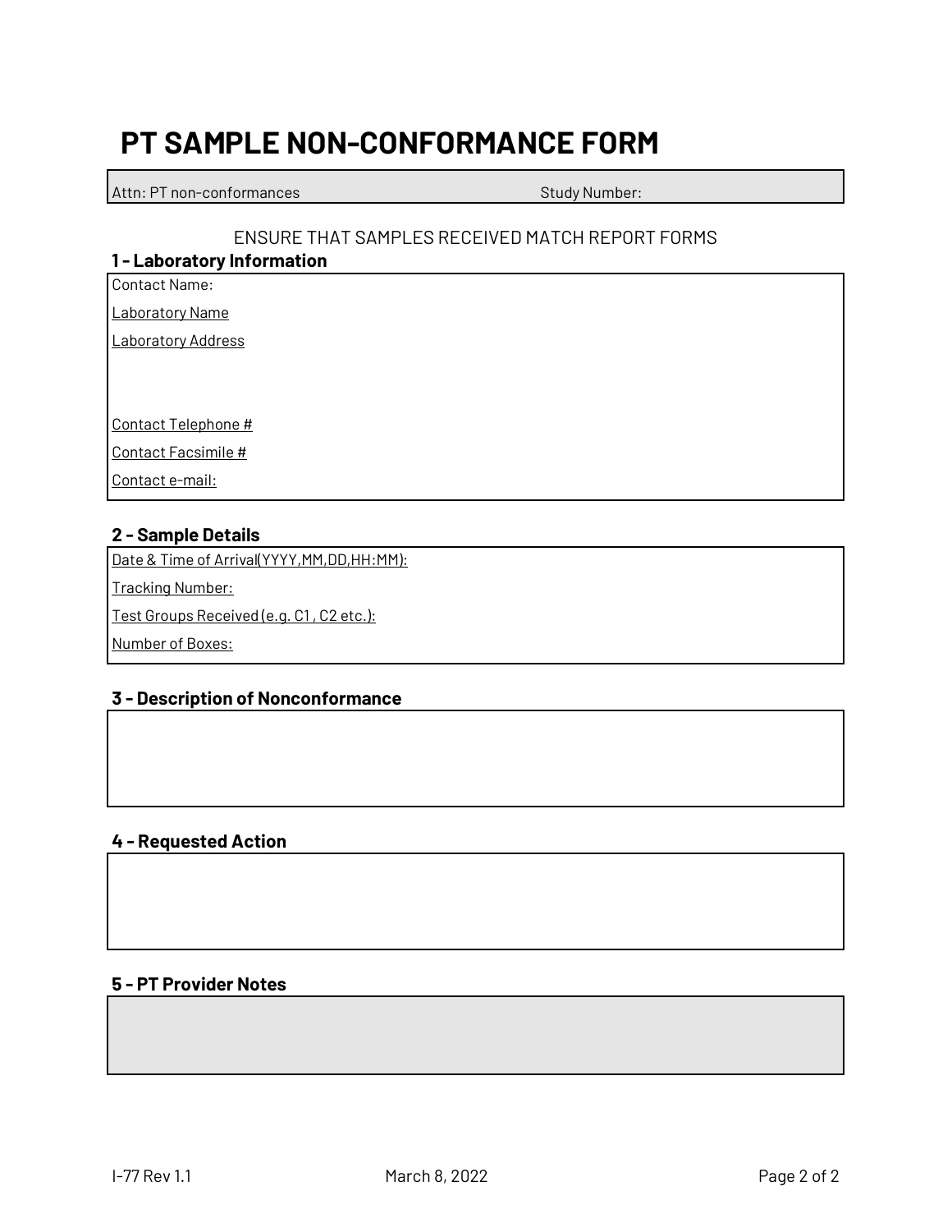# PT SAMPLE NON-CONFORMANCE FORM

| | |
|---|---|
| Attn: PT non-conformances | Study Number: |

ENSURE THAT SAMPLES RECEIVED MATCH REPORT FORMS

### 1 - Laboratory Information

Contact Name:

Laboratory Name

Laboratory Address

Contact Telephone #

Contact Facsimile #

Contact e-mail:

### 2 - Sample Details

Date & Time of Arrival(YYYY,MM,DD,HH:MM):

Tracking Number:

Test Groups Received (e.g. C1 , C2 etc.):

Number of Boxes:

### 3 - Description of Nonconformance

### 4 - Requested Action

### 5 - PT Provider Notes

I-77 Rev 1.1 March 8, 2022